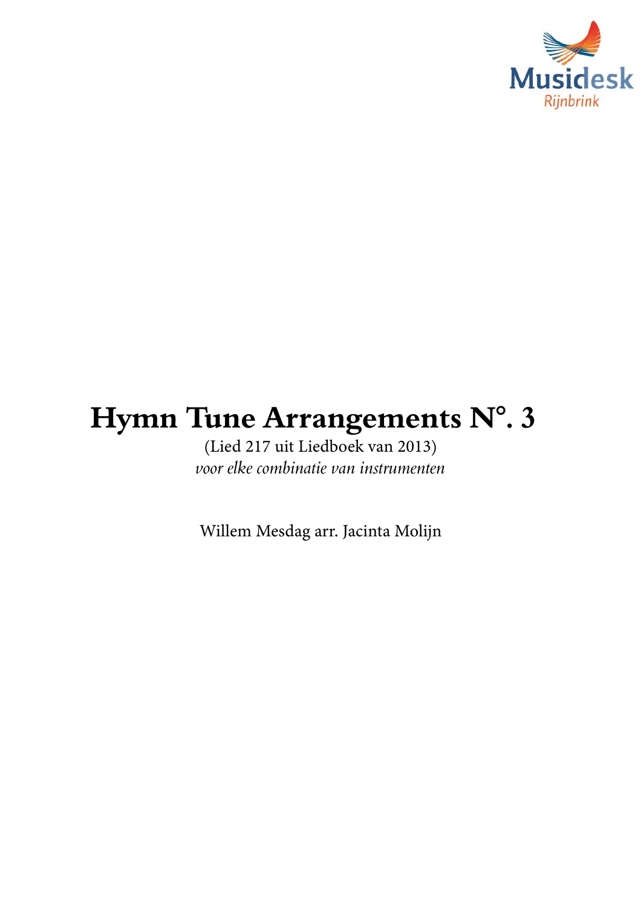Musidesk
Rijnbrink

# Hymn Tune Arrangements N°. 3

(Lied 217 uit Liedboek van 2013)

*voor elke combinatie van instrumenten*

Willem Mesdag arr. Jacinta Molijn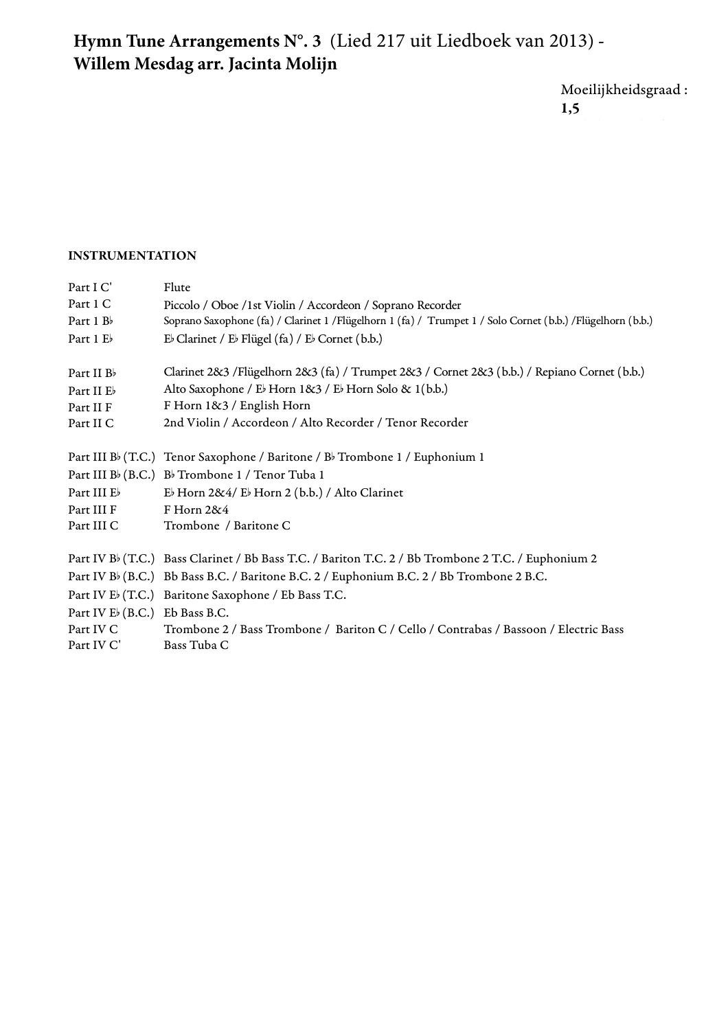# Hymn Tune Arrangements N°. 3 (Lied 217 uit Liedboek van 2013) - Willem Mesdag arr. Jacinta Molijn

Moeilijkheidsgraad : **1,5**

**INSTRUMENTATION**

| | |
|---|---|
| Part I C' | Flute |
| Part 1 C | Piccolo / Oboe /1st Violin / Accordeon / Soprano Recorder |
| Part 1 B♭ | Soprano Saxophone (fa) / Clarinet 1 /Flügelhorn 1 (fa) / Trumpet 1 / Solo Cornet (b.b.) /Flügelhorn (b.b.) |
| Part 1 E♭ | E♭ Clarinet / E♭ Flügel (fa) / E♭ Cornet (b.b.) |
| Part II B♭ | Clarinet 2&3 /Flügelhorn 2&3 (fa) / Trumpet 2&3 / Cornet 2&3 (b.b.) / Repiano Cornet (b.b.) |
| Part II E♭ | Alto Saxophone / E♭ Horn 1&3 / E♭ Horn Solo & 1(b.b.) |
| Part II F | F Horn 1&3 / English Horn |
| Part II C | 2nd Violin / Accordeon / Alto Recorder / Tenor Recorder |
| Part III B♭ (T.C.) | Tenor Saxophone / Baritone / B♭ Trombone 1 / Euphonium 1 |
| Part III B♭ (B.C.) | B♭ Trombone 1 / Tenor Tuba 1 |
| Part III E♭ | E♭ Horn 2&4/ E♭ Horn 2 (b.b.) / Alto Clarinet |
| Part III F | F Horn 2&4 |
| Part III C | Trombone / Baritone C |
| Part IV B♭ (T.C.) | Bass Clarinet / Bb Bass T.C. / Bariton T.C. 2 / Bb Trombone 2 T.C. / Euphonium 2 |
| Part IV B♭ (B.C.) | Bb Bass B.C. / Baritone B.C. 2 / Euphonium B.C. 2 / Bb Trombone 2 B.C. |
| Part IV E♭ (T.C.) | Baritone Saxophone / Eb Bass T.C. |
| Part IV E♭ (B.C.) | Eb Bass B.C. |
| Part IV C | Trombone 2 / Bass Trombone / Bariton C / Cello / Contrabas / Bassoon / Electric Bass |
| Part IV C' | Bass Tuba C |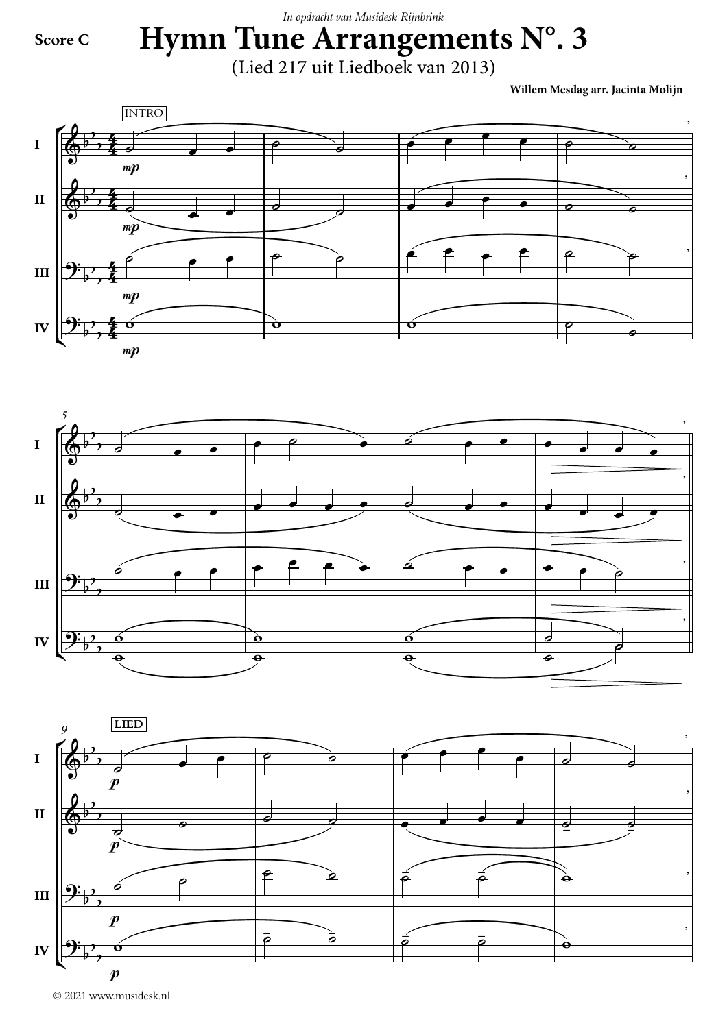*In opdracht van Musidesk Rijnbrink*

**Score C**

# Hymn Tune Arrangements N°. 3

(Lied 217 uit Liedboek van 2013)

**Willem Mesdag arr. Jacinta Molijn**

INTRO

I
II
III
IV

*mp*

5

9

LIED

*p*

© 2021 www.musidesk.nl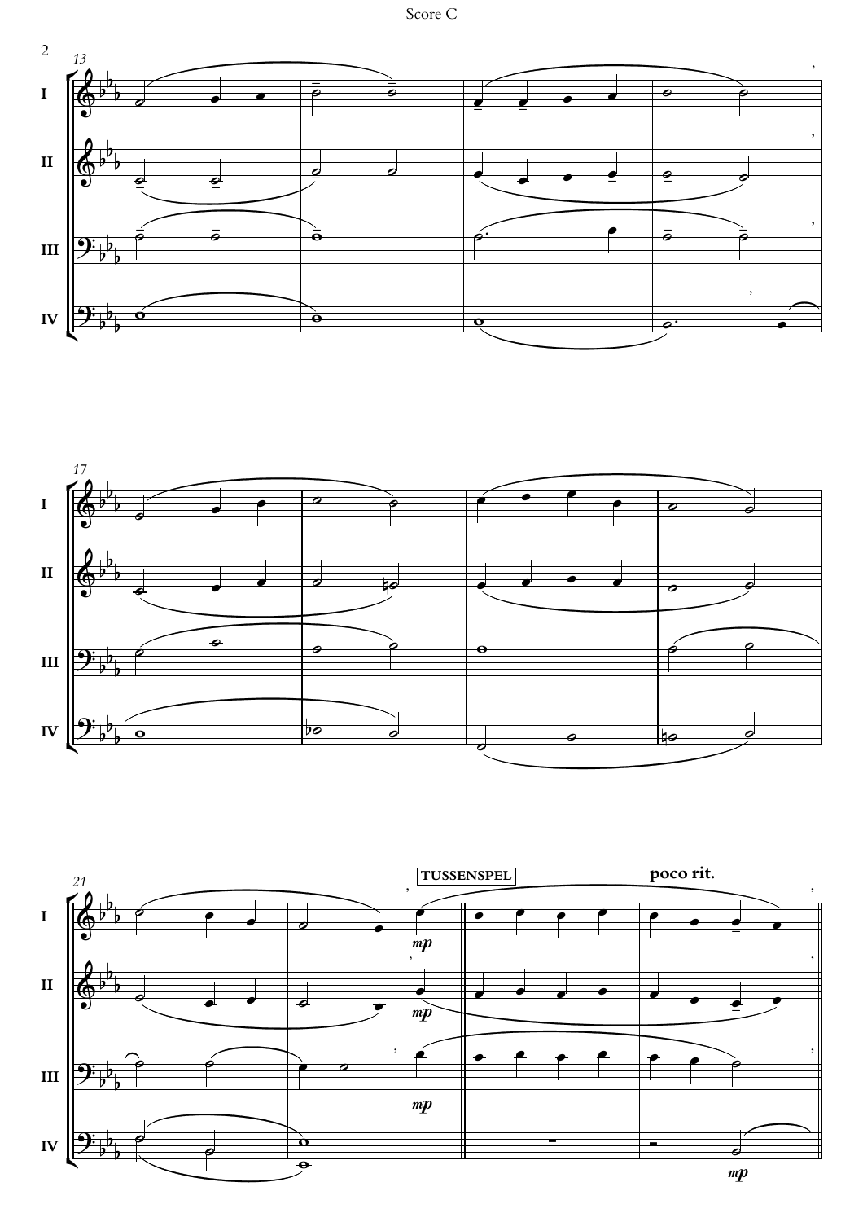13

I

II

III

IV

17

I

II

III

IV

21

I

II

III

IV

TUSSENSPEL

poco rit.

mp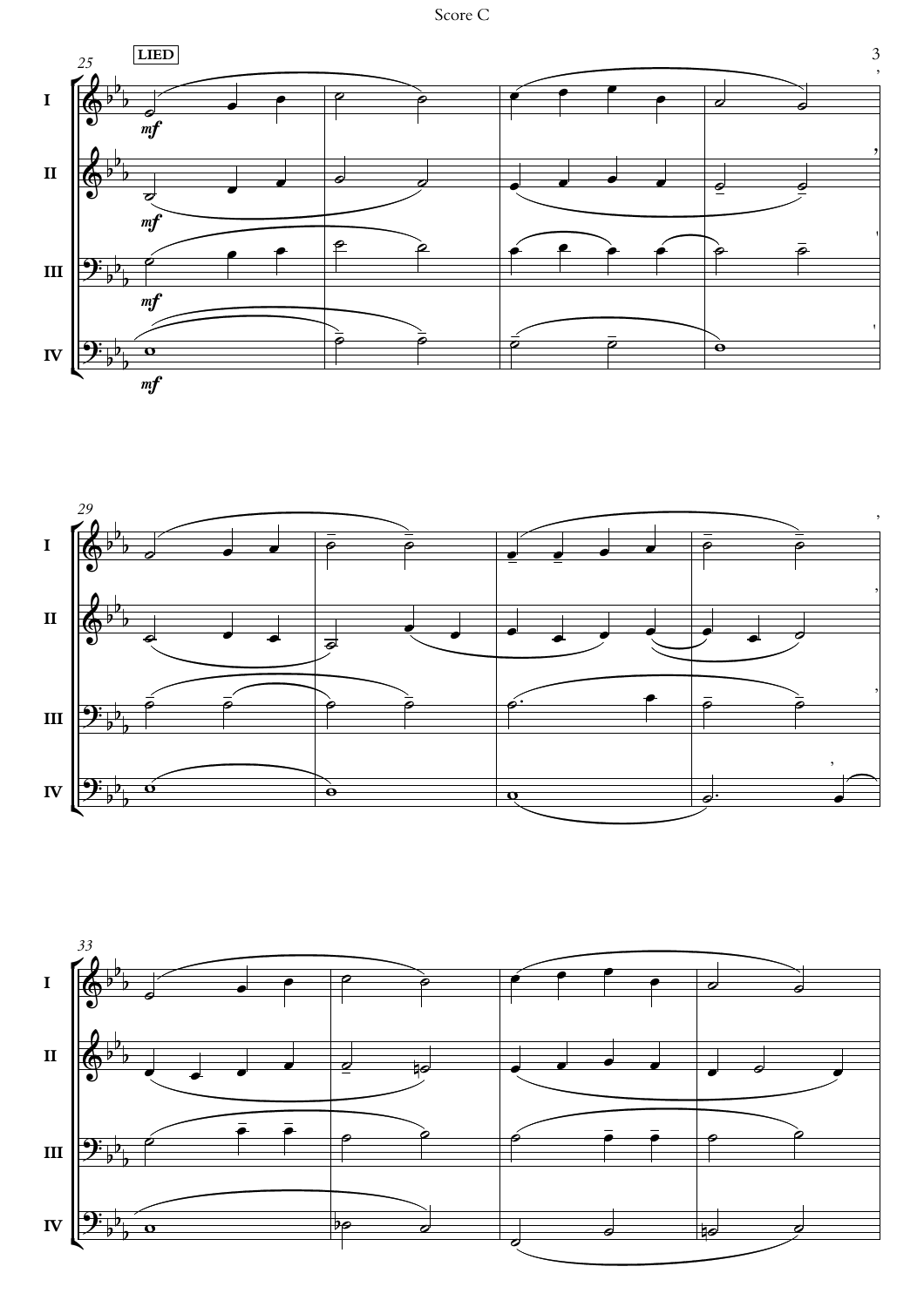**LIED**